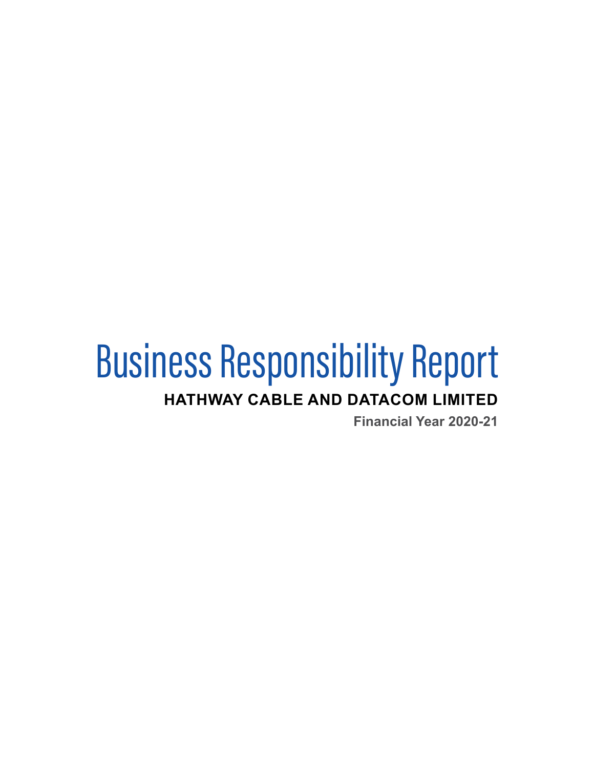# Business Responsibility Report

**HATHWAY CABLE AND DATACOM LIMITED**

**Financial Year 2020-21**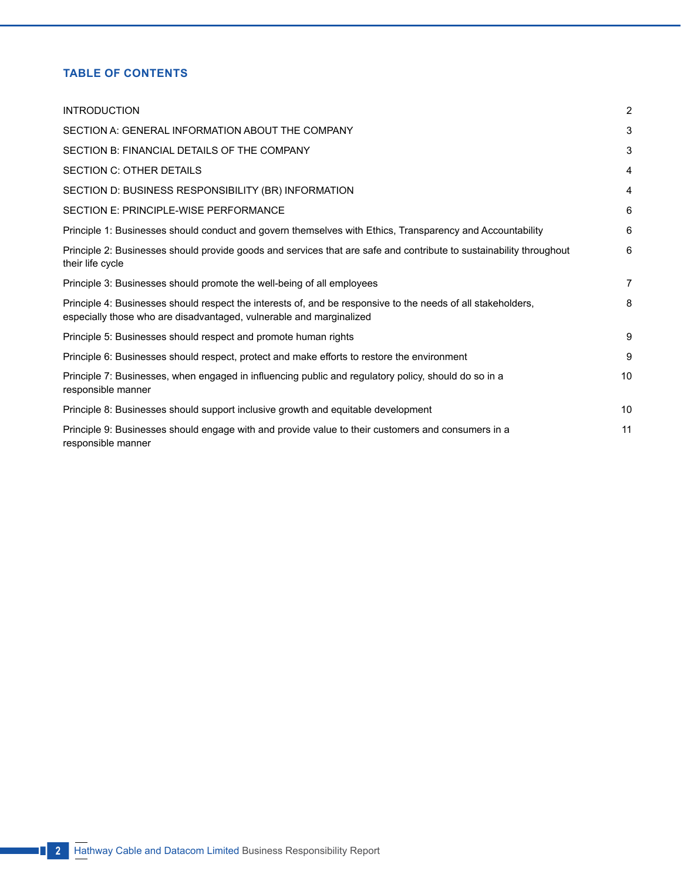## TABLE OF CONTENTS

| | |
|---|---|
| INTRODUCTION | 2 |
| SECTION A: GENERAL INFORMATION ABOUT THE COMPANY | 3 |
| SECTION B: FINANCIAL DETAILS OF THE COMPANY | 3 |
| SECTION C: OTHER DETAILS | 4 |
| SECTION D: BUSINESS RESPONSIBILITY (BR) INFORMATION | 4 |
| SECTION E: PRINCIPLE-WISE PERFORMANCE | 6 |
| Principle 1: Businesses should conduct and govern themselves with Ethics, Transparency and Accountability | 6 |
| Principle 2: Businesses should provide goods and services that are safe and contribute to sustainability throughout their life cycle | 6 |
| Principle 3: Businesses should promote the well-being of all employees | 7 |
| Principle 4: Businesses should respect the interests of, and be responsive to the needs of all stakeholders, especially those who are disadvantaged, vulnerable and marginalized | 8 |
| Principle 5: Businesses should respect and promote human rights | 9 |
| Principle 6: Businesses should respect, protect and make efforts to restore the environment | 9 |
| Principle 7: Businesses, when engaged in influencing public and regulatory policy, should do so in a responsible manner | 10 |
| Principle 8: Businesses should support inclusive growth and equitable development | 10 |
| Principle 9: Businesses should engage with and provide value to their customers and consumers in a responsible manner | 11 |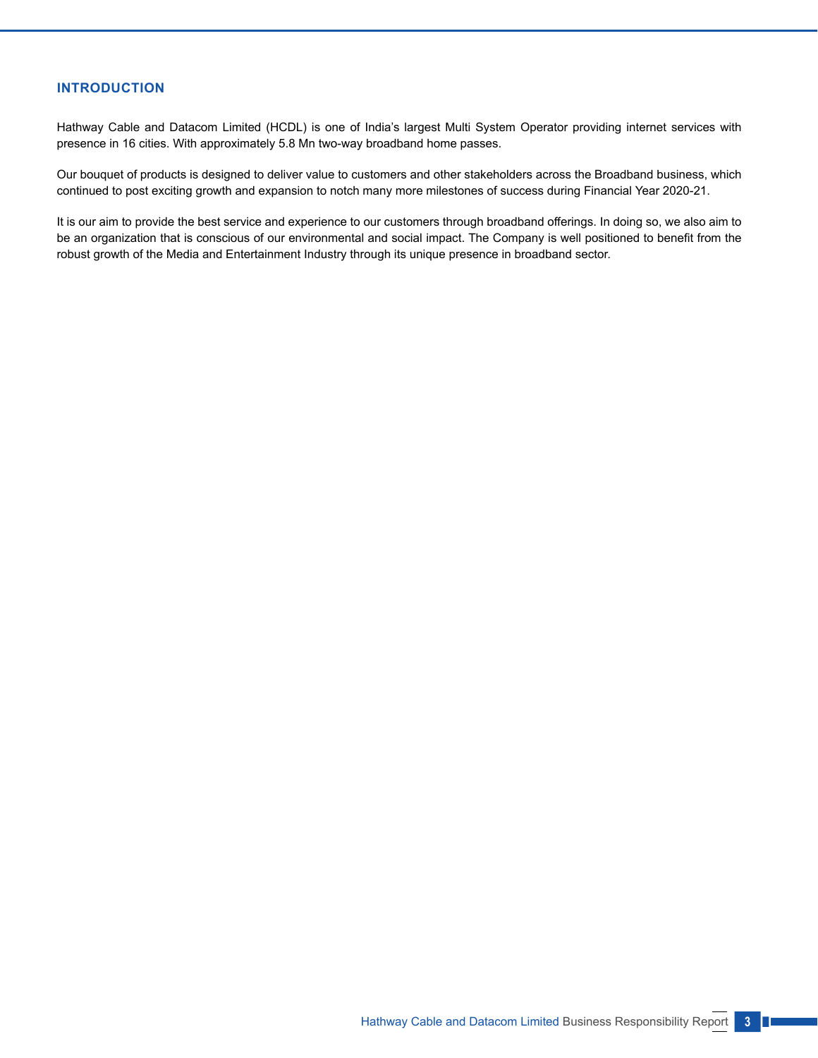## INTRODUCTION

Hathway Cable and Datacom Limited (HCDL) is one of India's largest Multi System Operator providing internet services with presence in 16 cities. With approximately 5.8 Mn two-way broadband home passes.

Our bouquet of products is designed to deliver value to customers and other stakeholders across the Broadband business, which continued to post exciting growth and expansion to notch many more milestones of success during Financial Year 2020-21.

It is our aim to provide the best service and experience to our customers through broadband offerings. In doing so, we also aim to be an organization that is conscious of our environmental and social impact. The Company is well positioned to benefit from the robust growth of the Media and Entertainment Industry through its unique presence in broadband sector.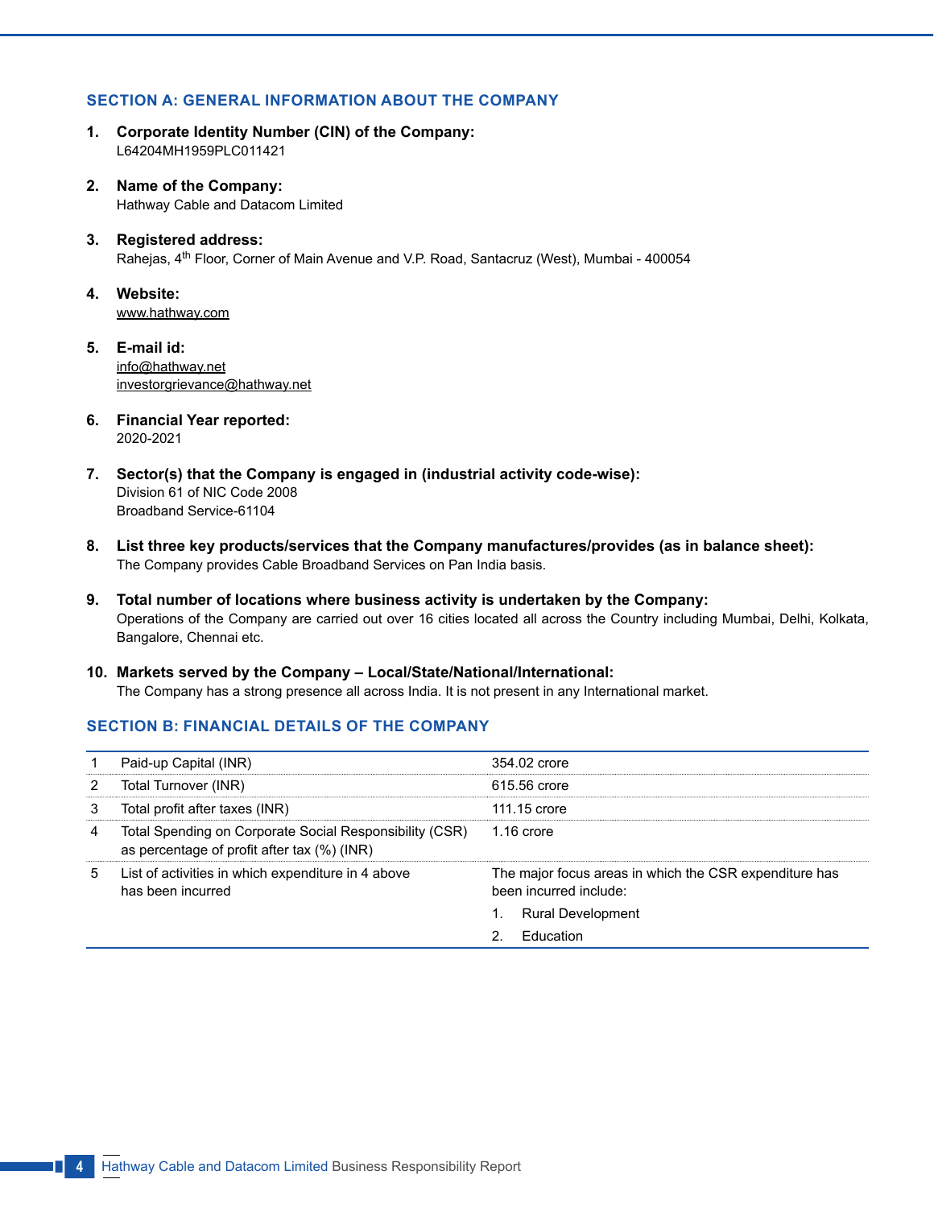## SECTION A: GENERAL INFORMATION ABOUT THE COMPANY

1. **Corporate Identity Number (CIN) of the Company:**
   L64204MH1959PLC011421

2. **Name of the Company:**
   Hathway Cable and Datacom Limited

3. **Registered address:**
   Rahejas, 4th Floor, Corner of Main Avenue and V.P. Road, Santacruz (West), Mumbai - 400054

4. **Website:**
   www.hathway.com

5. **E-mail id:**
   info@hathway.net
   investorgrievance@hathway.net

6. **Financial Year reported:**
   2020-2021

7. **Sector(s) that the Company is engaged in (industrial activity code-wise):**
   Division 61 of NIC Code 2008
   Broadband Service-61104

8. **List three key products/services that the Company manufactures/provides (as in balance sheet):**
   The Company provides Cable Broadband Services on Pan India basis.

9. **Total number of locations where business activity is undertaken by the Company:**
   Operations of the Company are carried out over 16 cities located all across the Country including Mumbai, Delhi, Kolkata, Bangalore, Chennai etc.

10. **Markets served by the Company – Local/State/National/International:**
    The Company has a strong presence all across India. It is not present in any International market.

## SECTION B: FINANCIAL DETAILS OF THE COMPANY

| | | |
|---|---|---|
| 1 | Paid-up Capital (INR) | 354.02 crore |
| 2 | Total Turnover (INR) | 615.56 crore |
| 3 | Total profit after taxes (INR) | 111.15 crore |
| 4 | Total Spending on Corporate Social Responsibility (CSR) as percentage of profit after tax (%) (INR) | 1.16 crore |
| 5 | List of activities in which expenditure in 4 above has been incurred | The major focus areas in which the CSR expenditure has been incurred include:<br>1. Rural Development<br>2. Education |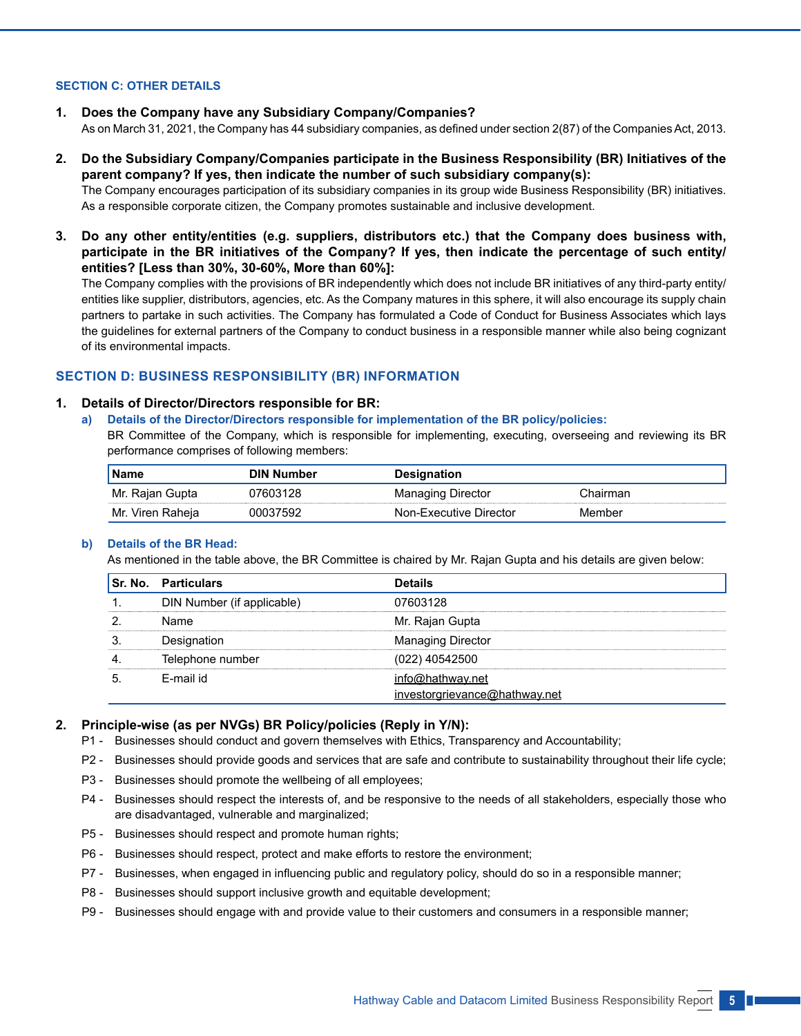### SECTION C: OTHER DETAILS

1. **Does the Company have any Subsidiary Company/Companies?**
   As on March 31, 2021, the Company has 44 subsidiary companies, as defined under section 2(87) of the Companies Act, 2013.

2. **Do the Subsidiary Company/Companies participate in the Business Responsibility (BR) Initiatives of the parent company? If yes, then indicate the number of such subsidiary company(s):**
   The Company encourages participation of its subsidiary companies in its group wide Business Responsibility (BR) initiatives. As a responsible corporate citizen, the Company promotes sustainable and inclusive development.

3. **Do any other entity/entities (e.g. suppliers, distributors etc.) that the Company does business with, participate in the BR initiatives of the Company? If yes, then indicate the percentage of such entity/entities? [Less than 30%, 30-60%, More than 60%]:**
   The Company complies with the provisions of BR independently which does not include BR initiatives of any third-party entity/entities like supplier, distributors, agencies, etc. As the Company matures in this sphere, it will also encourage its supply chain partners to partake in such activities. The Company has formulated a Code of Conduct for Business Associates which lays the guidelines for external partners of the Company to conduct business in a responsible manner while also being cognizant of its environmental impacts.

### SECTION D: BUSINESS RESPONSIBILITY (BR) INFORMATION

1. **Details of Director/Directors responsible for BR:**

   a) **Details of the Director/Directors responsible for implementation of the BR policy/policies:**
   BR Committee of the Company, which is responsible for implementing, executing, overseeing and reviewing its BR performance comprises of following members:

| Name | DIN Number | Designation | |
|---|---|---|---|
| Mr. Rajan Gupta | 07603128 | Managing Director | Chairman |
| Mr. Viren Raheja | 00037592 | Non-Executive Director | Member |

   b) **Details of the BR Head:**
   As mentioned in the table above, the BR Committee is chaired by Mr. Rajan Gupta and his details are given below:

| Sr. No. | Particulars | Details |
|---|---|---|
| 1. | DIN Number (if applicable) | 07603128 |
| 2. | Name | Mr. Rajan Gupta |
| 3. | Designation | Managing Director |
| 4. | Telephone number | (022) 40542500 |
| 5. | E-mail id | info@hathway.net<br>investorgrievance@hathway.net |

2. **Principle-wise (as per NVGs) BR Policy/policies (Reply in Y/N):**

   P1 - Businesses should conduct and govern themselves with Ethics, Transparency and Accountability;

   P2 - Businesses should provide goods and services that are safe and contribute to sustainability throughout their life cycle;

   P3 - Businesses should promote the wellbeing of all employees;

   P4 - Businesses should respect the interests of, and be responsive to the needs of all stakeholders, especially those who are disadvantaged, vulnerable and marginalized;

   P5 - Businesses should respect and promote human rights;

   P6 - Businesses should respect, protect and make efforts to restore the environment;

   P7 - Businesses, when engaged in influencing public and regulatory policy, should do so in a responsible manner;

   P8 - Businesses should support inclusive growth and equitable development;

   P9 - Businesses should engage with and provide value to their customers and consumers in a responsible manner;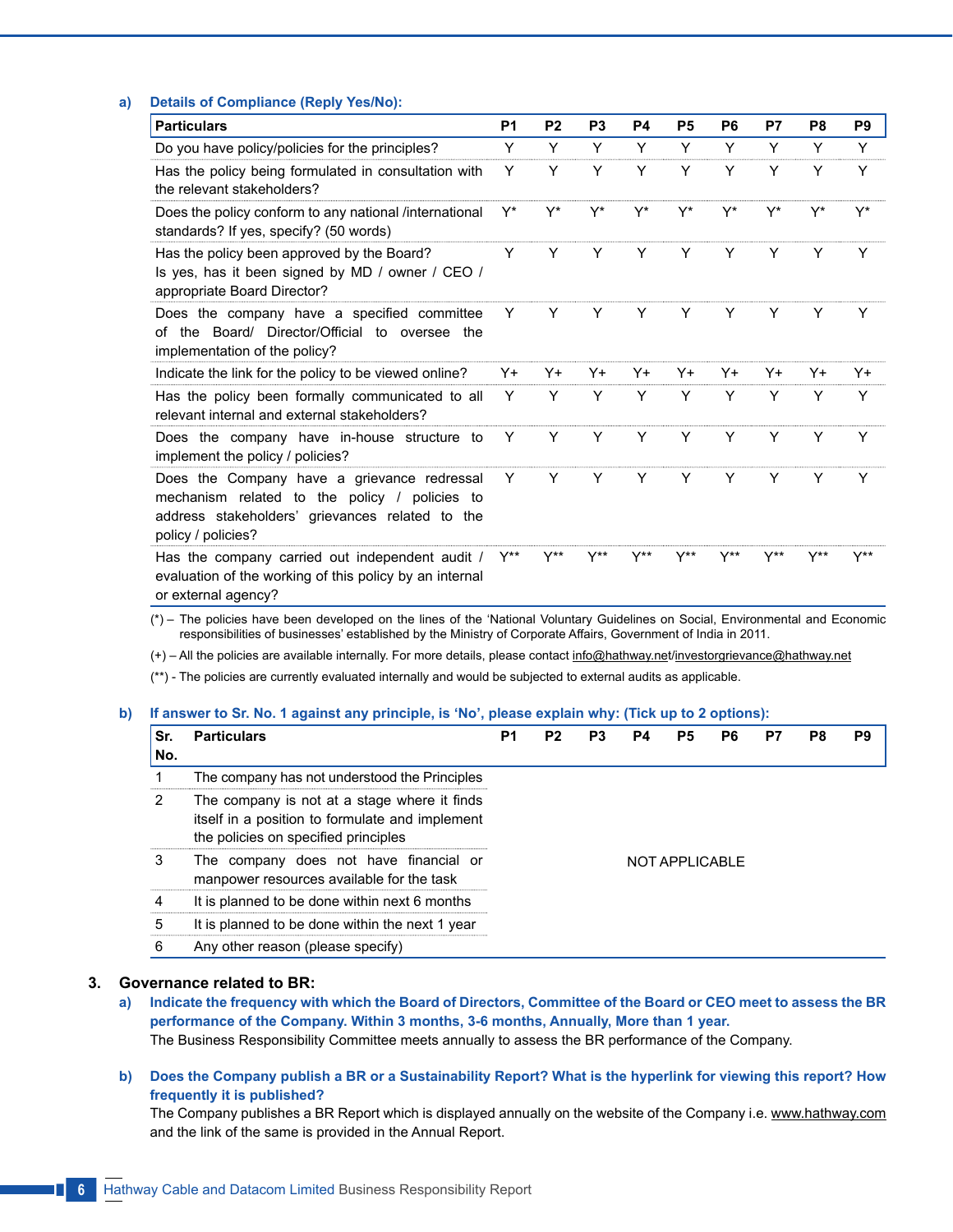a) **Details of Compliance (Reply Yes/No):**

| Particulars | P1 | P2 | P3 | P4 | P5 | P6 | P7 | P8 | P9 |
|---|---|---|---|---|---|---|---|---|---|
| Do you have policy/policies for the principles? | Y | Y | Y | Y | Y | Y | Y | Y | Y |
| Has the policy being formulated in consultation with the relevant stakeholders? | Y | Y | Y | Y | Y | Y | Y | Y | Y |
| Does the policy conform to any national /international standards? If yes, specify? (50 words) | Y* | Y* | Y* | Y* | Y* | Y* | Y* | Y* | Y* |
| Has the policy been approved by the Board? Is yes, has it been signed by MD / owner / CEO / appropriate Board Director? | Y | Y | Y | Y | Y | Y | Y | Y | Y |
| Does the company have a specified committee of the Board/ Director/Official to oversee the implementation of the policy? | Y | Y | Y | Y | Y | Y | Y | Y | Y |
| Indicate the link for the policy to be viewed online? | Y+ | Y+ | Y+ | Y+ | Y+ | Y+ | Y+ | Y+ | Y+ |
| Has the policy been formally communicated to all relevant internal and external stakeholders? | Y | Y | Y | Y | Y | Y | Y | Y | Y |
| Does the company have in-house structure to implement the policy / policies? | Y | Y | Y | Y | Y | Y | Y | Y | Y |
| Does the Company have a grievance redressal mechanism related to the policy / policies to address stakeholders' grievances related to the policy / policies? | Y | Y | Y | Y | Y | Y | Y | Y | Y |
| Has the company carried out independent audit / evaluation of the working of this policy by an internal or external agency? | Y** | Y** | Y** | Y** | Y** | Y** | Y** | Y** | Y** |

(*) – The policies have been developed on the lines of the 'National Voluntary Guidelines on Social, Environmental and Economic responsibilities of businesses' established by the Ministry of Corporate Affairs, Government of India in 2011.

(+) – All the policies are available internally. For more details, please contact info@hathway.net/investorgrievance@hathway.net

(**) - The policies are currently evaluated internally and would be subjected to external audits as applicable.

b) **If answer to Sr. No. 1 against any principle, is 'No', please explain why: (Tick up to 2 options):**

| Sr. No. | Particulars | P1 | P2 | P3 | P4 | P5 | P6 | P7 | P8 | P9 |
|---|---|---|---|---|---|---|---|---|---|---|
| 1 | The company has not understood the Principles | NOT APPLICABLE | | | | | | | | |
| 2 | The company is not at a stage where it finds itself in a position to formulate and implement the policies on specified principles | | | | | | | | | |
| 3 | The company does not have financial or manpower resources available for the task | | | | | | | | | |
| 4 | It is planned to be done within next 6 months | | | | | | | | | |
| 5 | It is planned to be done within the next 1 year | | | | | | | | | |
| 6 | Any other reason (please specify) | | | | | | | | | |

## 3. Governance related to BR:

a) **Indicate the frequency with which the Board of Directors, Committee of the Board or CEO meet to assess the BR performance of the Company. Within 3 months, 3-6 months, Annually, More than 1 year.**

The Business Responsibility Committee meets annually to assess the BR performance of the Company.

b) **Does the Company publish a BR or a Sustainability Report? What is the hyperlink for viewing this report? How frequently it is published?**

The Company publishes a BR Report which is displayed annually on the website of the Company i.e. www.hathway.com and the link of the same is provided in the Annual Report.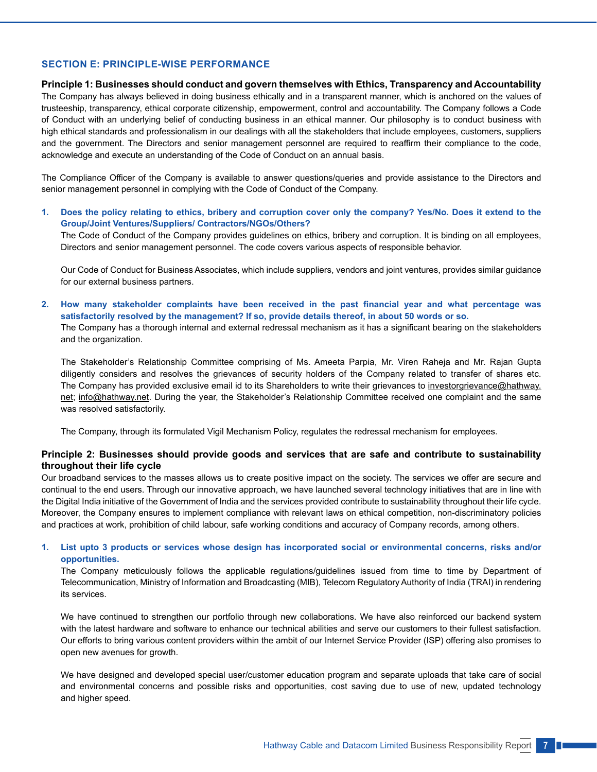## SECTION E: PRINCIPLE-WISE PERFORMANCE

### Principle 1: Businesses should conduct and govern themselves with Ethics, Transparency and Accountability

The Company has always believed in doing business ethically and in a transparent manner, which is anchored on the values of trusteeship, transparency, ethical corporate citizenship, empowerment, control and accountability. The Company follows a Code of Conduct with an underlying belief of conducting business in an ethical manner. Our philosophy is to conduct business with high ethical standards and professionalism in our dealings with all the stakeholders that include employees, customers, suppliers and the government. The Directors and senior management personnel are required to reaffirm their compliance to the code, acknowledge and execute an understanding of the Code of Conduct on an annual basis.

The Compliance Officer of the Company is available to answer questions/queries and provide assistance to the Directors and senior management personnel in complying with the Code of Conduct of the Company.

1. **Does the policy relating to ethics, bribery and corruption cover only the company? Yes/No. Does it extend to the Group/Joint Ventures/Suppliers/ Contractors/NGOs/Others?**

   The Code of Conduct of the Company provides guidelines on ethics, bribery and corruption. It is binding on all employees, Directors and senior management personnel. The code covers various aspects of responsible behavior.

   Our Code of Conduct for Business Associates, which include suppliers, vendors and joint ventures, provides similar guidance for our external business partners.

2. **How many stakeholder complaints have been received in the past financial year and what percentage was satisfactorily resolved by the management? If so, provide details thereof, in about 50 words or so.**

   The Company has a thorough internal and external redressal mechanism as it has a significant bearing on the stakeholders and the organization.

   The Stakeholder's Relationship Committee comprising of Ms. Ameeta Parpia, Mr. Viren Raheja and Mr. Rajan Gupta diligently considers and resolves the grievances of security holders of the Company related to transfer of shares etc. The Company has provided exclusive email id to its Shareholders to write their grievances to investorgrievance@hathway.net; info@hathway.net. During the year, the Stakeholder's Relationship Committee received one complaint and the same was resolved satisfactorily.

   The Company, through its formulated Vigil Mechanism Policy, regulates the redressal mechanism for employees.

### Principle 2: Businesses should provide goods and services that are safe and contribute to sustainability throughout their life cycle

Our broadband services to the masses allows us to create positive impact on the society. The services we offer are secure and continual to the end users. Through our innovative approach, we have launched several technology initiatives that are in line with the Digital India initiative of the Government of India and the services provided contribute to sustainability throughout their life cycle. Moreover, the Company ensures to implement compliance with relevant laws on ethical competition, non-discriminatory policies and practices at work, prohibition of child labour, safe working conditions and accuracy of Company records, among others.

1. **List upto 3 products or services whose design has incorporated social or environmental concerns, risks and/or opportunities.**

   The Company meticulously follows the applicable regulations/guidelines issued from time to time by Department of Telecommunication, Ministry of Information and Broadcasting (MIB), Telecom Regulatory Authority of India (TRAI) in rendering its services.

   We have continued to strengthen our portfolio through new collaborations. We have also reinforced our backend system with the latest hardware and software to enhance our technical abilities and serve our customers to their fullest satisfaction. Our efforts to bring various content providers within the ambit of our Internet Service Provider (ISP) offering also promises to open new avenues for growth.

   We have designed and developed special user/customer education program and separate uploads that take care of social and environmental concerns and possible risks and opportunities, cost saving due to use of new, updated technology and higher speed.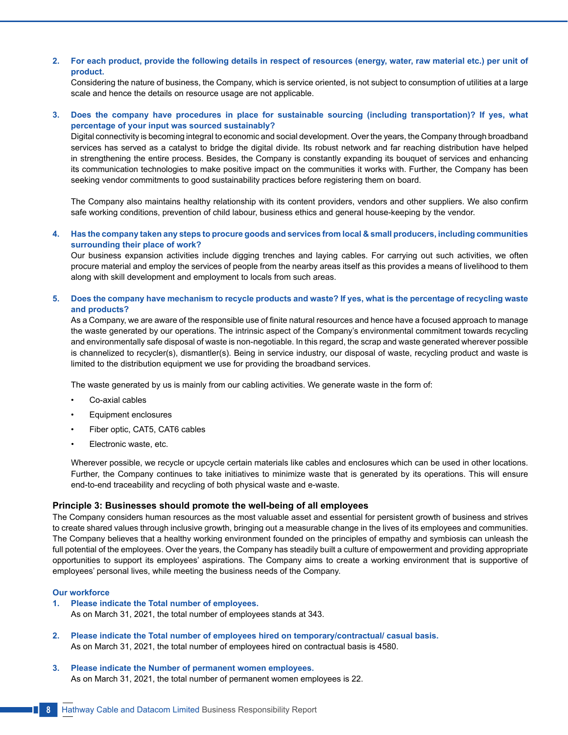2. **For each product, provide the following details in respect of resources (energy, water, raw material etc.) per unit of product.**
   Considering the nature of business, the Company, which is service oriented, is not subject to consumption of utilities at a large scale and hence the details on resource usage are not applicable.

3. **Does the company have procedures in place for sustainable sourcing (including transportation)? If yes, what percentage of your input was sourced sustainably?**
   Digital connectivity is becoming integral to economic and social development. Over the years, the Company through broadband services has served as a catalyst to bridge the digital divide. Its robust network and far reaching distribution have helped in strengthening the entire process. Besides, the Company is constantly expanding its bouquet of services and enhancing its communication technologies to make positive impact on the communities it works with. Further, the Company has been seeking vendor commitments to good sustainability practices before registering them on board.

   The Company also maintains healthy relationship with its content providers, vendors and other suppliers. We also confirm safe working conditions, prevention of child labour, business ethics and general house-keeping by the vendor.

4. **Has the company taken any steps to procure goods and services from local & small producers, including communities surrounding their place of work?**
   Our business expansion activities include digging trenches and laying cables. For carrying out such activities, we often procure material and employ the services of people from the nearby areas itself as this provides a means of livelihood to them along with skill development and employment to locals from such areas.

5. **Does the company have mechanism to recycle products and waste? If yes, what is the percentage of recycling waste and products?**
   As a Company, we are aware of the responsible use of finite natural resources and hence have a focused approach to manage the waste generated by our operations. The intrinsic aspect of the Company's environmental commitment towards recycling and environmentally safe disposal of waste is non-negotiable. In this regard, the scrap and waste generated wherever possible is channelized to recycler(s), dismantler(s). Being in service industry, our disposal of waste, recycling product and waste is limited to the distribution equipment we use for providing the broadband services.

   The waste generated by us is mainly from our cabling activities. We generate waste in the form of:

   - Co-axial cables
   - Equipment enclosures
   - Fiber optic, CAT5, CAT6 cables
   - Electronic waste, etc.

   Wherever possible, we recycle or upcycle certain materials like cables and enclosures which can be used in other locations. Further, the Company continues to take initiatives to minimize waste that is generated by its operations. This will ensure end-to-end traceability and recycling of both physical waste and e-waste.

## Principle 3: Businesses should promote the well-being of all employees

The Company considers human resources as the most valuable asset and essential for persistent growth of business and strives to create shared values through inclusive growth, bringing out a measurable change in the lives of its employees and communities. The Company believes that a healthy working environment founded on the principles of empathy and symbiosis can unleash the full potential of the employees. Over the years, the Company has steadily built a culture of empowerment and providing appropriate opportunities to support its employees' aspirations. The Company aims to create a working environment that is supportive of employees' personal lives, while meeting the business needs of the Company.

### Our workforce

1. **Please indicate the Total number of employees.**
   As on March 31, 2021, the total number of employees stands at 343.

2. **Please indicate the Total number of employees hired on temporary/contractual/ casual basis.**
   As on March 31, 2021, the total number of employees hired on contractual basis is 4580.

3. **Please indicate the Number of permanent women employees.**
   As on March 31, 2021, the total number of permanent women employees is 22.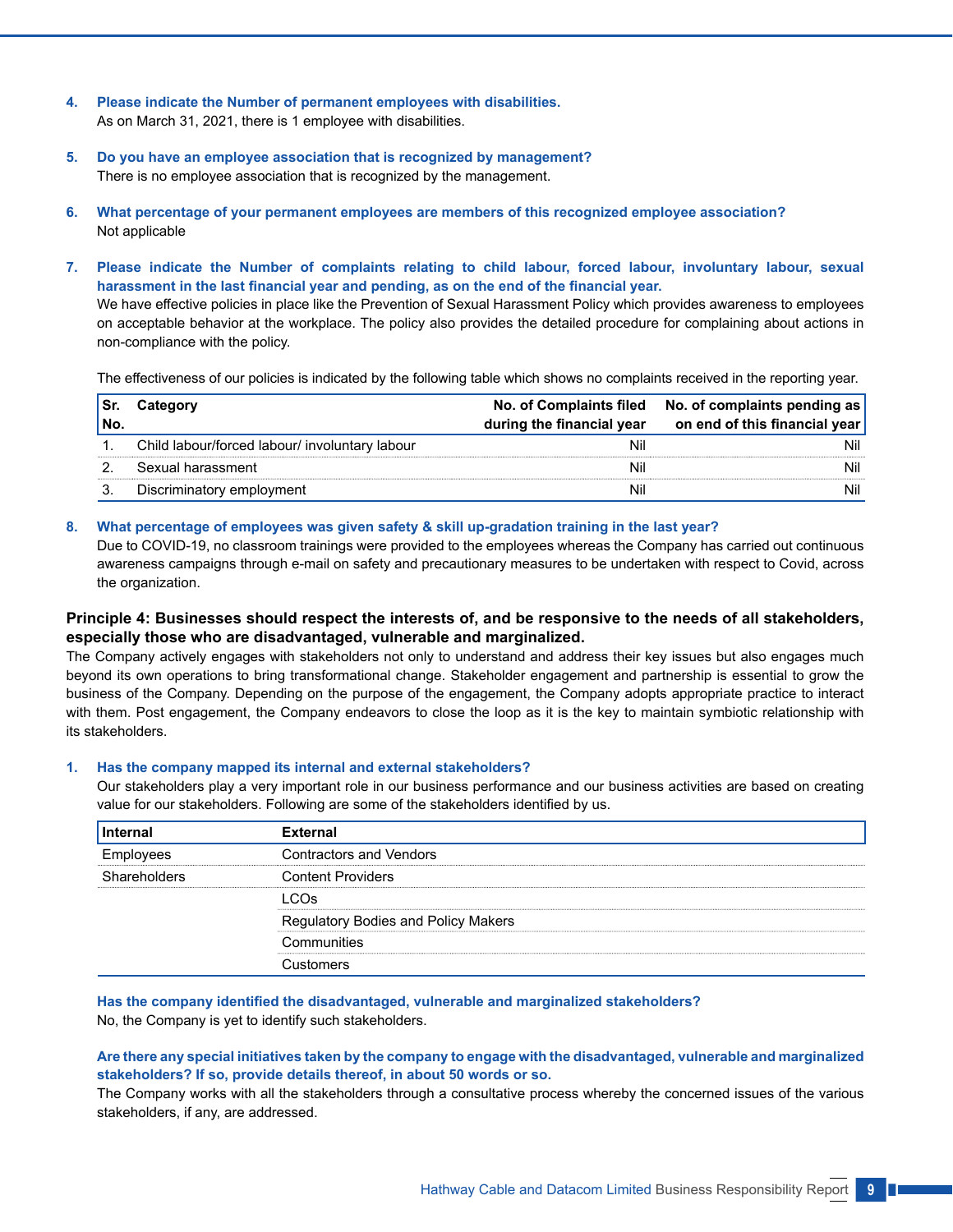4. **Please indicate the Number of permanent employees with disabilities.**
   As on March 31, 2021, there is 1 employee with disabilities.

5. **Do you have an employee association that is recognized by management?**
   There is no employee association that is recognized by the management.

6. **What percentage of your permanent employees are members of this recognized employee association?**
   Not applicable

7. **Please indicate the Number of complaints relating to child labour, forced labour, involuntary labour, sexual harassment in the last financial year and pending, as on the end of the financial year.**
   We have effective policies in place like the Prevention of Sexual Harassment Policy which provides awareness to employees on acceptable behavior at the workplace. The policy also provides the detailed procedure for complaining about actions in non-compliance with the policy.

   The effectiveness of our policies is indicated by the following table which shows no complaints received in the reporting year.

| Sr. No. | Category | No. of Complaints filed during the financial year | No. of complaints pending as on end of this financial year |
|---|---|---|---|
| 1. | Child labour/forced labour/ involuntary labour | Nil | Nil |
| 2. | Sexual harassment | Nil | Nil |
| 3. | Discriminatory employment | Nil | Nil |

8. **What percentage of employees was given safety & skill up-gradation training in the last year?**
   Due to COVID-19, no classroom trainings were provided to the employees whereas the Company has carried out continuous awareness campaigns through e-mail on safety and precautionary measures to be undertaken with respect to Covid, across the organization.

## Principle 4: Businesses should respect the interests of, and be responsive to the needs of all stakeholders, especially those who are disadvantaged, vulnerable and marginalized.

The Company actively engages with stakeholders not only to understand and address their key issues but also engages much beyond its own operations to bring transformational change. Stakeholder engagement and partnership is essential to grow the business of the Company. Depending on the purpose of the engagement, the Company adopts appropriate practice to interact with them. Post engagement, the Company endeavors to close the loop as it is the key to maintain symbiotic relationship with its stakeholders.

1. **Has the company mapped its internal and external stakeholders?**
   Our stakeholders play a very important role in our business performance and our business activities are based on creating value for our stakeholders. Following are some of the stakeholders identified by us.

| Internal | External |
|---|---|
| Employees | Contractors and Vendors |
| Shareholders | Content Providers |
| | LCOs |
| | Regulatory Bodies and Policy Makers |
| | Communities |
| | Customers |

**Has the company identified the disadvantaged, vulnerable and marginalized stakeholders?**
No, the Company is yet to identify such stakeholders.

**Are there any special initiatives taken by the company to engage with the disadvantaged, vulnerable and marginalized stakeholders? If so, provide details thereof, in about 50 words or so.**
The Company works with all the stakeholders through a consultative process whereby the concerned issues of the various stakeholders, if any, are addressed.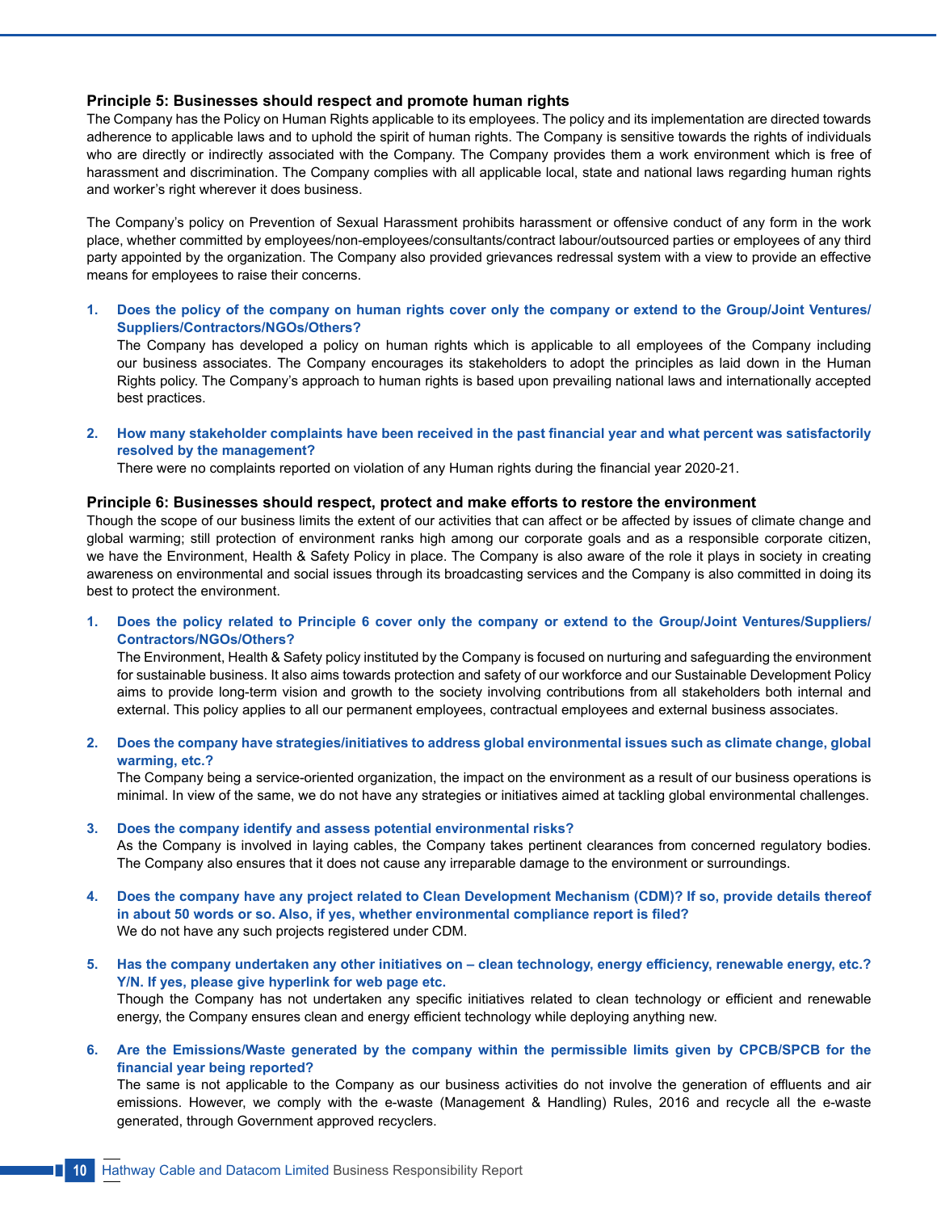### Principle 5: Businesses should respect and promote human rights

The Company has the Policy on Human Rights applicable to its employees. The policy and its implementation are directed towards adherence to applicable laws and to uphold the spirit of human rights. The Company is sensitive towards the rights of individuals who are directly or indirectly associated with the Company. The Company provides them a work environment which is free of harassment and discrimination. The Company complies with all applicable local, state and national laws regarding human rights and worker's right wherever it does business.

The Company's policy on Prevention of Sexual Harassment prohibits harassment or offensive conduct of any form in the work place, whether committed by employees/non-employees/consultants/contract labour/outsourced parties or employees of any third party appointed by the organization. The Company also provided grievances redressal system with a view to provide an effective means for employees to raise their concerns.

1. **Does the policy of the company on human rights cover only the company or extend to the Group/Joint Ventures/ Suppliers/Contractors/NGOs/Others?**
   The Company has developed a policy on human rights which is applicable to all employees of the Company including our business associates. The Company encourages its stakeholders to adopt the principles as laid down in the Human Rights policy. The Company's approach to human rights is based upon prevailing national laws and internationally accepted best practices.

2. **How many stakeholder complaints have been received in the past financial year and what percent was satisfactorily resolved by the management?**
   There were no complaints reported on violation of any Human rights during the financial year 2020-21.

### Principle 6: Businesses should respect, protect and make efforts to restore the environment

Though the scope of our business limits the extent of our activities that can affect or be affected by issues of climate change and global warming; still protection of environment ranks high among our corporate goals and as a responsible corporate citizen, we have the Environment, Health & Safety Policy in place. The Company is also aware of the role it plays in society in creating awareness on environmental and social issues through its broadcasting services and the Company is also committed in doing its best to protect the environment.

1. **Does the policy related to Principle 6 cover only the company or extend to the Group/Joint Ventures/Suppliers/ Contractors/NGOs/Others?**
   The Environment, Health & Safety policy instituted by the Company is focused on nurturing and safeguarding the environment for sustainable business. It also aims towards protection and safety of our workforce and our Sustainable Development Policy aims to provide long-term vision and growth to the society involving contributions from all stakeholders both internal and external. This policy applies to all our permanent employees, contractual employees and external business associates.

2. **Does the company have strategies/initiatives to address global environmental issues such as climate change, global warming, etc.?**
   The Company being a service-oriented organization, the impact on the environment as a result of our business operations is minimal. In view of the same, we do not have any strategies or initiatives aimed at tackling global environmental challenges.

3. **Does the company identify and assess potential environmental risks?**
   As the Company is involved in laying cables, the Company takes pertinent clearances from concerned regulatory bodies. The Company also ensures that it does not cause any irreparable damage to the environment or surroundings.

4. **Does the company have any project related to Clean Development Mechanism (CDM)? If so, provide details thereof in about 50 words or so. Also, if yes, whether environmental compliance report is filed?**
   We do not have any such projects registered under CDM.

5. **Has the company undertaken any other initiatives on – clean technology, energy efficiency, renewable energy, etc.? Y/N. If yes, please give hyperlink for web page etc.**
   Though the Company has not undertaken any specific initiatives related to clean technology or efficient and renewable energy, the Company ensures clean and energy efficient technology while deploying anything new.

6. **Are the Emissions/Waste generated by the company within the permissible limits given by CPCB/SPCB for the financial year being reported?**
   The same is not applicable to the Company as our business activities do not involve the generation of effluents and air emissions. However, we comply with the e-waste (Management & Handling) Rules, 2016 and recycle all the e-waste generated, through Government approved recyclers.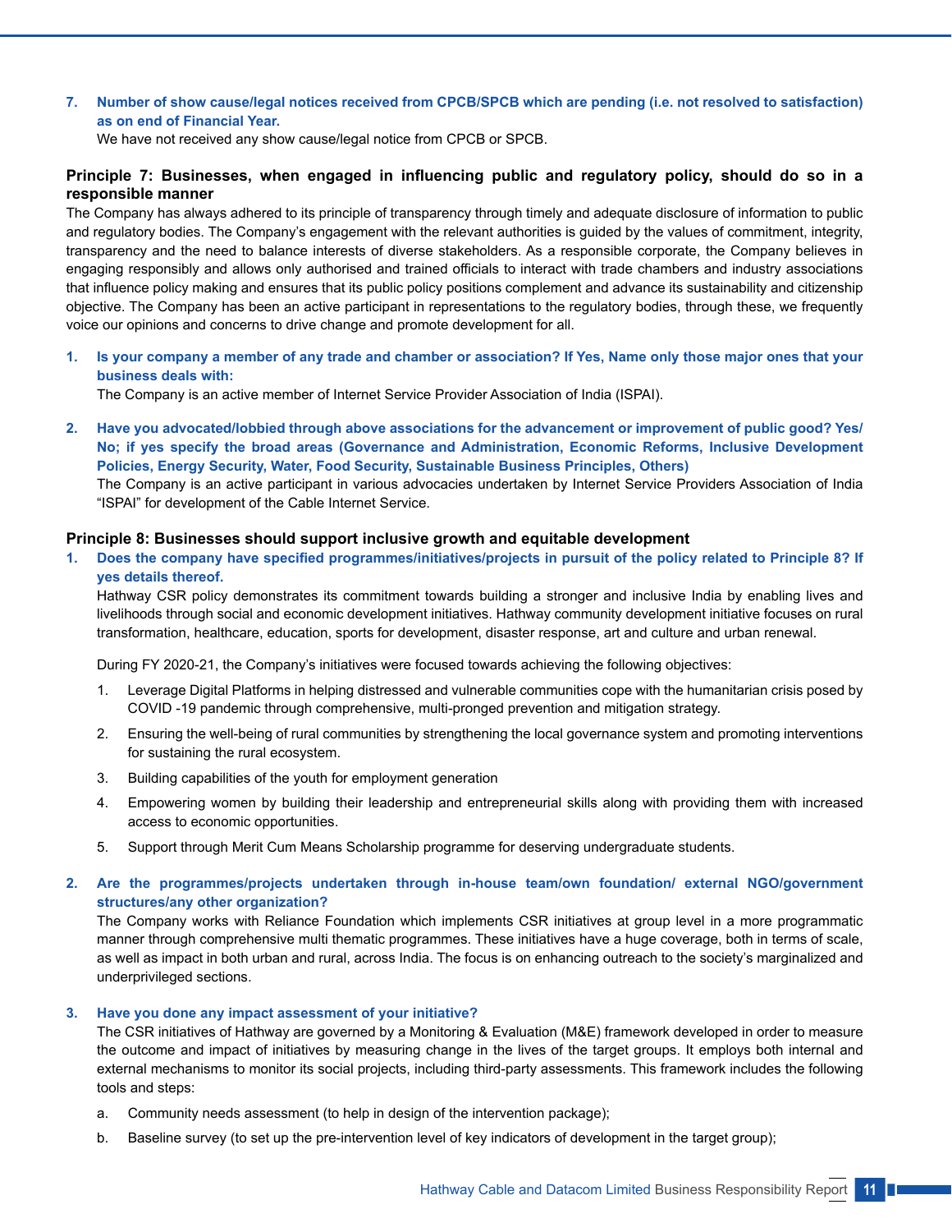7. **Number of show cause/legal notices received from CPCB/SPCB which are pending (i.e. not resolved to satisfaction) as on end of Financial Year.**

   We have not received any show cause/legal notice from CPCB or SPCB.

## Principle 7: Businesses, when engaged in influencing public and regulatory policy, should do so in a responsible manner

The Company has always adhered to its principle of transparency through timely and adequate disclosure of information to public and regulatory bodies. The Company's engagement with the relevant authorities is guided by the values of commitment, integrity, transparency and the need to balance interests of diverse stakeholders. As a responsible corporate, the Company believes in engaging responsibly and allows only authorised and trained officials to interact with trade chambers and industry associations that influence policy making and ensures that its public policy positions complement and advance its sustainability and citizenship objective. The Company has been an active participant in representations to the regulatory bodies, through these, we frequently voice our opinions and concerns to drive change and promote development for all.

1. **Is your company a member of any trade and chamber or association? If Yes, Name only those major ones that your business deals with:**

   The Company is an active member of Internet Service Provider Association of India (ISPAI).

2. **Have you advocated/lobbied through above associations for the advancement or improvement of public good? Yes/No; if yes specify the broad areas (Governance and Administration, Economic Reforms, Inclusive Development Policies, Energy Security, Water, Food Security, Sustainable Business Principles, Others)**

   The Company is an active participant in various advocacies undertaken by Internet Service Providers Association of India "ISPAI" for development of the Cable Internet Service.

## Principle 8: Businesses should support inclusive growth and equitable development

1. **Does the company have specified programmes/initiatives/projects in pursuit of the policy related to Principle 8? If yes details thereof.**

   Hathway CSR policy demonstrates its commitment towards building a stronger and inclusive India by enabling lives and livelihoods through social and economic development initiatives. Hathway community development initiative focuses on rural transformation, healthcare, education, sports for development, disaster response, art and culture and urban renewal.

   During FY 2020-21, the Company's initiatives were focused towards achieving the following objectives:

   1. Leverage Digital Platforms in helping distressed and vulnerable communities cope with the humanitarian crisis posed by COVID -19 pandemic through comprehensive, multi-pronged prevention and mitigation strategy.
   2. Ensuring the well-being of rural communities by strengthening the local governance system and promoting interventions for sustaining the rural ecosystem.
   3. Building capabilities of the youth for employment generation
   4. Empowering women by building their leadership and entrepreneurial skills along with providing them with increased access to economic opportunities.
   5. Support through Merit Cum Means Scholarship programme for deserving undergraduate students.

2. **Are the programmes/projects undertaken through in-house team/own foundation/ external NGO/government structures/any other organization?**

   The Company works with Reliance Foundation which implements CSR initiatives at group level in a more programmatic manner through comprehensive multi thematic programmes. These initiatives have a huge coverage, both in terms of scale, as well as impact in both urban and rural, across India. The focus is on enhancing outreach to the society's marginalized and underprivileged sections.

3. **Have you done any impact assessment of your initiative?**

   The CSR initiatives of Hathway are governed by a Monitoring & Evaluation (M&E) framework developed in order to measure the outcome and impact of initiatives by measuring change in the lives of the target groups. It employs both internal and external mechanisms to monitor its social projects, including third-party assessments. This framework includes the following tools and steps:

   a. Community needs assessment (to help in design of the intervention package);

   b. Baseline survey (to set up the pre-intervention level of key indicators of development in the target group);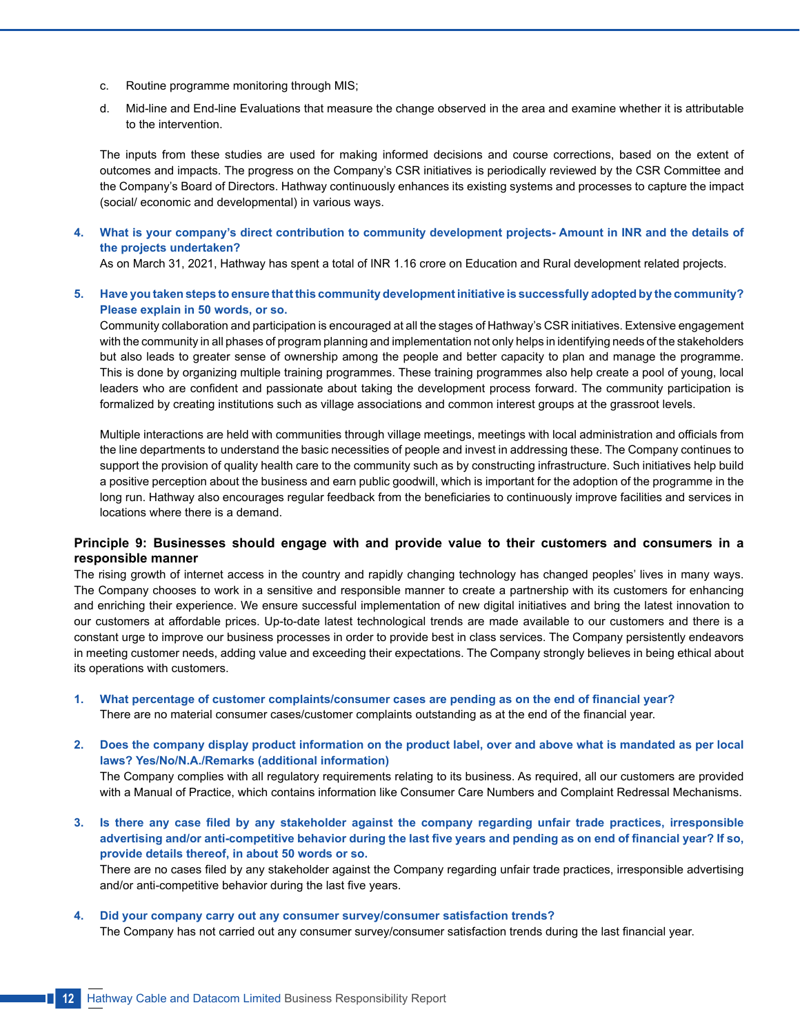c. Routine programme monitoring through MIS;

d. Mid-line and End-line Evaluations that measure the change observed in the area and examine whether it is attributable to the intervention.

The inputs from these studies are used for making informed decisions and course corrections, based on the extent of outcomes and impacts. The progress on the Company's CSR initiatives is periodically reviewed by the CSR Committee and the Company's Board of Directors. Hathway continuously enhances its existing systems and processes to capture the impact (social/ economic and developmental) in various ways.

4. **What is your company's direct contribution to community development projects- Amount in INR and the details of the projects undertaken?**

   As on March 31, 2021, Hathway has spent a total of INR 1.16 crore on Education and Rural development related projects.

5. **Have you taken steps to ensure that this community development initiative is successfully adopted by the community? Please explain in 50 words, or so.**

   Community collaboration and participation is encouraged at all the stages of Hathway's CSR initiatives. Extensive engagement with the community in all phases of program planning and implementation not only helps in identifying needs of the stakeholders but also leads to greater sense of ownership among the people and better capacity to plan and manage the programme. This is done by organizing multiple training programmes. These training programmes also help create a pool of young, local leaders who are confident and passionate about taking the development process forward. The community participation is formalized by creating institutions such as village associations and common interest groups at the grassroot levels.

   Multiple interactions are held with communities through village meetings, meetings with local administration and officials from the line departments to understand the basic necessities of people and invest in addressing these. The Company continues to support the provision of quality health care to the community such as by constructing infrastructure. Such initiatives help build a positive perception about the business and earn public goodwill, which is important for the adoption of the programme in the long run. Hathway also encourages regular feedback from the beneficiaries to continuously improve facilities and services in locations where there is a demand.

## Principle 9: Businesses should engage with and provide value to their customers and consumers in a responsible manner

The rising growth of internet access in the country and rapidly changing technology has changed peoples' lives in many ways. The Company chooses to work in a sensitive and responsible manner to create a partnership with its customers for enhancing and enriching their experience. We ensure successful implementation of new digital initiatives and bring the latest innovation to our customers at affordable prices. Up-to-date latest technological trends are made available to our customers and there is a constant urge to improve our business processes in order to provide best in class services. The Company persistently endeavors in meeting customer needs, adding value and exceeding their expectations. The Company strongly believes in being ethical about its operations with customers.

1. **What percentage of customer complaints/consumer cases are pending as on the end of financial year?**

   There are no material consumer cases/customer complaints outstanding as at the end of the financial year.

2. **Does the company display product information on the product label, over and above what is mandated as per local laws? Yes/No/N.A./Remarks (additional information)**

   The Company complies with all regulatory requirements relating to its business. As required, all our customers are provided with a Manual of Practice, which contains information like Consumer Care Numbers and Complaint Redressal Mechanisms.

3. **Is there any case filed by any stakeholder against the company regarding unfair trade practices, irresponsible advertising and/or anti-competitive behavior during the last five years and pending as on end of financial year? If so, provide details thereof, in about 50 words or so.**

   There are no cases filed by any stakeholder against the Company regarding unfair trade practices, irresponsible advertising and/or anti-competitive behavior during the last five years.

4. **Did your company carry out any consumer survey/consumer satisfaction trends?**

   The Company has not carried out any consumer survey/consumer satisfaction trends during the last financial year.